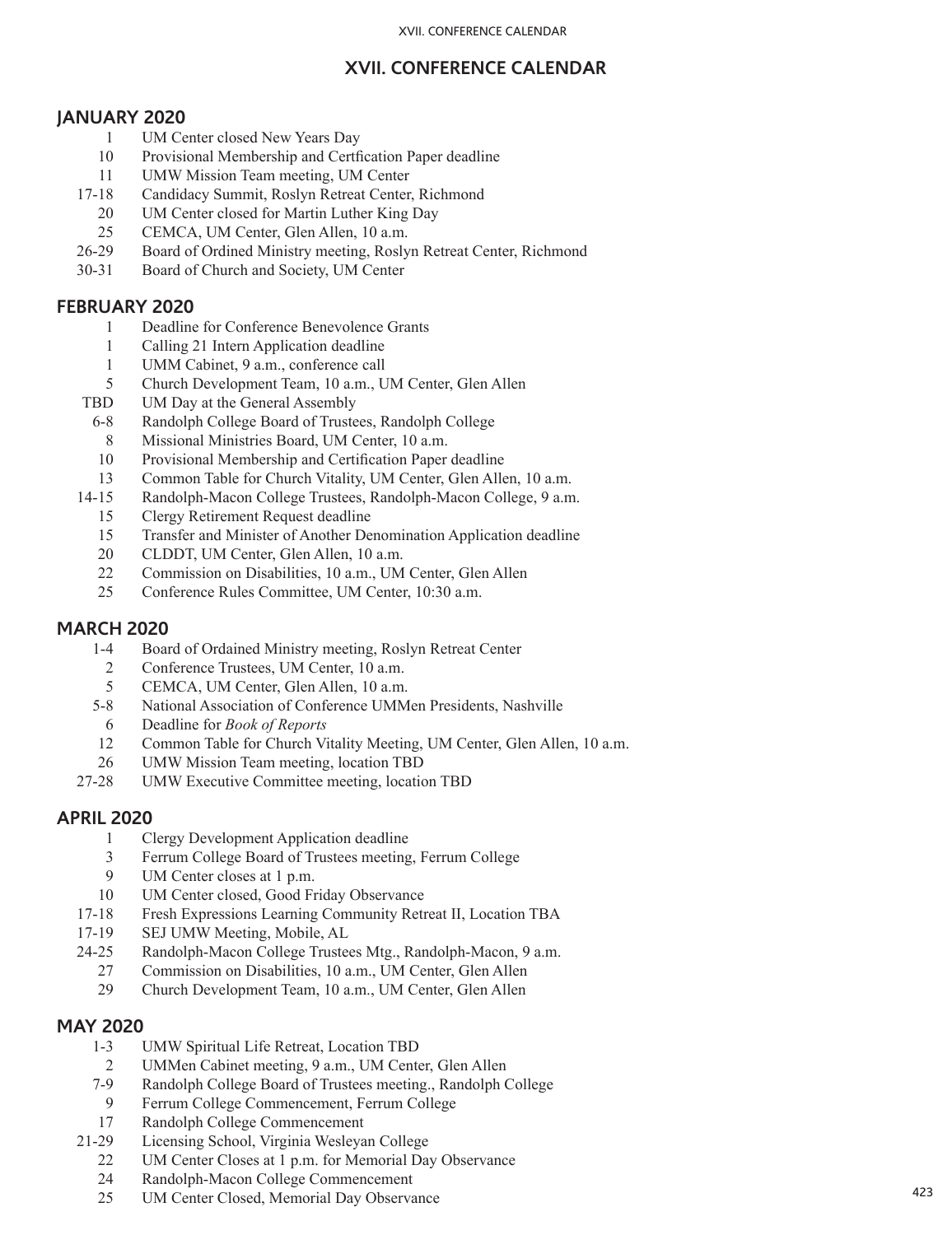# XVII. CONFERENCE CALENDAR

## JANUARY 2020

- 1 UM Center closed New Years Day
- 10 Provisional Membership and Certfication Paper deadline
- 11 UMW Mission Team meeting, UM Center
- 17-18 Candidacy Summit, Roslyn Retreat Center, Richmond
- 20 UM Center closed for Martin Luther King Day
- 25 CEMCA, UM Center, Glen Allen, 10 a.m.
- 26-29 Board of Ordined Ministry meeting, Roslyn Retreat Center, Richmond
- 30-31 Board of Church and Society, UM Center

## FEBRUARY 2020

- 1 Deadline for Conference Benevolence Grants
- 1 Calling 21 Intern Application deadline
- 1 UMM Cabinet, 9 a.m., conference call
- 5 Church Development Team, 10 a.m., UM Center, Glen Allen
- TBD UM Day at the General Assembly
- 6-8 Randolph College Board of Trustees, Randolph College
- 8 Missional Ministries Board, UM Center, 10 a.m.
- 10 Provisional Membership and Certification Paper deadline
- 13 Common Table for Church Vitality, UM Center, Glen Allen, 10 a.m.
- 14-15 Randolph-Macon College Trustees, Randolph-Macon College, 9 a.m.
- 15 Clergy Retirement Request deadline
- 15 Transfer and Minister of Another Denomination Application deadline
- 20 CLDDT, UM Center, Glen Allen, 10 a.m.
- 22 Commission on Disabilities, 10 a.m., UM Center, Glen Allen
- 25 Conference Rules Committee, UM Center, 10:30 a.m.

## MARCH 2020

- 1-4 Board of Ordained Ministry meeting, Roslyn Retreat Center
- 2 Conference Trustees, UM Center, 10 a.m.
- 5 CEMCA, UM Center, Glen Allen, 10 a.m.
- 5-8 National Association of Conference UMMen Presidents, Nashville
- 6 Deadline for *Book of Reports*
- 12 Common Table for Church Vitality Meeting, UM Center, Glen Allen, 10 a.m.
- 26 UMW Mission Team meeting, location TBD
- 27-28 UMW Executive Committee meeting, location TBD

## APRIL 2020

- 1 Clergy Development Application deadline
- 3 Ferrum College Board of Trustees meeting, Ferrum College
- 9 UM Center closes at 1 p.m.
- 10 UM Center closed, Good Friday Observance
- 17-18 Fresh Expressions Learning Community Retreat II, Location TBA
- 17-19 SEJ UMW Meeting, Mobile, AL
- 24-25 Randolph-Macon College Trustees Mtg., Randolph-Macon, 9 a.m.
- 27 Commission on Disabilities, 10 a.m., UM Center, Glen Allen
- 29 Church Development Team, 10 a.m., UM Center, Glen Allen

## MAY 2020

- 1-3 UMW Spiritual Life Retreat, Location TBD
- 2 UMMen Cabinet meeting, 9 a.m., UM Center, Glen Allen
- 7-9 Randolph College Board of Trustees meeting., Randolph College
- 9 Ferrum College Commencement, Ferrum College
- 17 Randolph College Commencement
- 21-29 Licensing School, Virginia Wesleyan College
- 22 UM Center Closes at 1 p.m. for Memorial Day Observance
- 24 Randolph-Macon College Commencement
- 25 UM Center Closed, Memorial Day Observance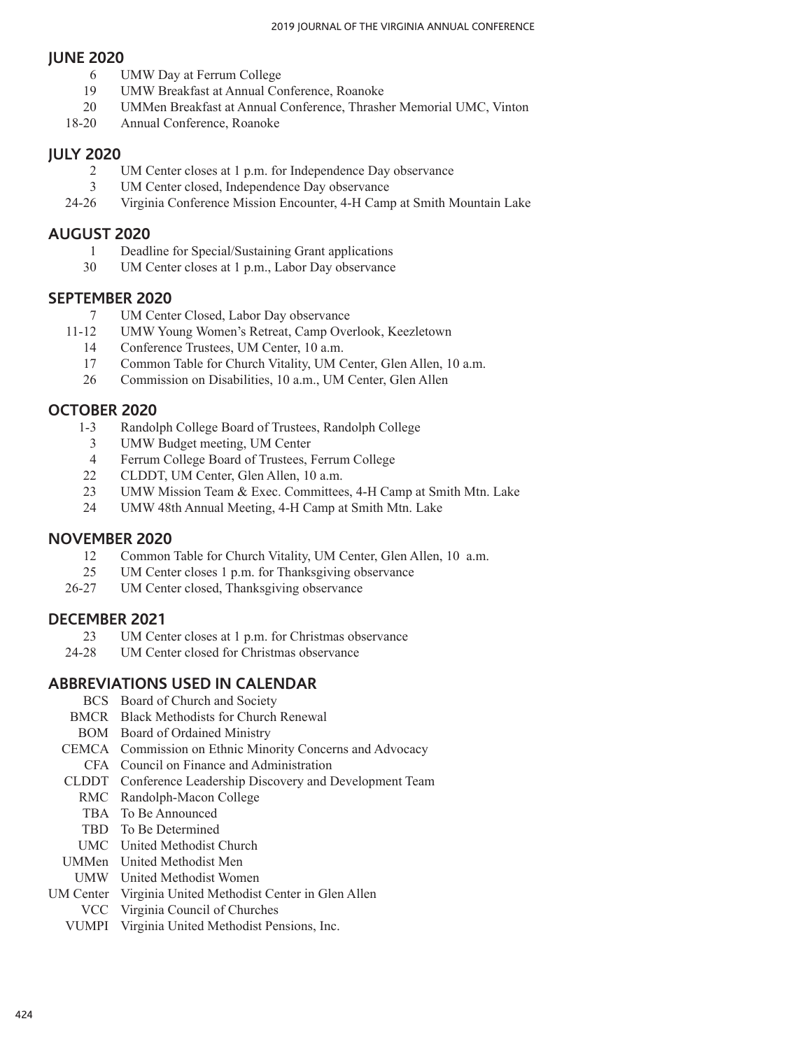## JUNE 2020

- 6 UMW Day at Ferrum College
- 19 UMW Breakfast at Annual Conference, Roanoke
- 20 UMMen Breakfast at Annual Conference, Thrasher Memorial UMC, Vinton
- 18-20 Annual Conference, Roanoke

## JULY 2020

- 2 UM Center closes at 1 p.m. for Independence Day observance
- 3 UM Center closed, Independence Day observance
- 24-26 Virginia Conference Mission Encounter, 4-H Camp at Smith Mountain Lake

## AUGUST 2020

- 1 Deadline for Special/Sustaining Grant applications
- 30 UM Center closes at 1 p.m., Labor Day observance

## SEPTEMBER 2020

- 7 UM Center Closed, Labor Day observance
- 11-12 UMW Young Women's Retreat, Camp Overlook, Keezletown
- 14 Conference Trustees, UM Center, 10 a.m.
- 17 Common Table for Church Vitality, UM Center, Glen Allen, 10 a.m.
- 26 Commission on Disabilities, 10 a.m., UM Center, Glen Allen

## OCTOBER 2020

- 1-3 Randolph College Board of Trustees, Randolph College
- 3 UMW Budget meeting, UM Center
- 4 Ferrum College Board of Trustees, Ferrum College
- 22 CLDDT, UM Center, Glen Allen, 10 a.m.
- 23 UMW Mission Team & Exec. Committees, 4-H Camp at Smith Mtn. Lake
- 24 UMW 48th Annual Meeting, 4-H Camp at Smith Mtn. Lake

## NOVEMBER 2020

- 12 Common Table for Church Vitality, UM Center, Glen Allen, 10 a.m.
- 25 UM Center closes 1 p.m. for Thanksgiving observance
- 26-27 UM Center closed, Thanksgiving observance

## DECEMBER 2021

- 23 UM Center closes at 1 p.m. for Christmas observance
- 24-28 UM Center closed for Christmas observance

## ABBREVIATIONS USED IN CALENDAR

| | |
|---|---|
| BCS | Board of Church and Society |
| BMCR | Black Methodists for Church Renewal |
| BOM | Board of Ordained Ministry |
| CEMCA | Commission on Ethnic Minority Concerns and Advocacy |
| CFA | Council on Finance and Administration |
| CLDDT | Conference Leadership Discovery and Development Team |
| RMC | Randolph-Macon College |
| TBA | To Be Announced |
| TBD | To Be Determined |
| UMC | United Methodist Church |
| UMMen | United Methodist Men |
| UMW | United Methodist Women |
| UM Center | Virginia United Methodist Center in Glen Allen |
| VCC | Virginia Council of Churches |
| VUMPI | Virginia United Methodist Pensions, Inc. |